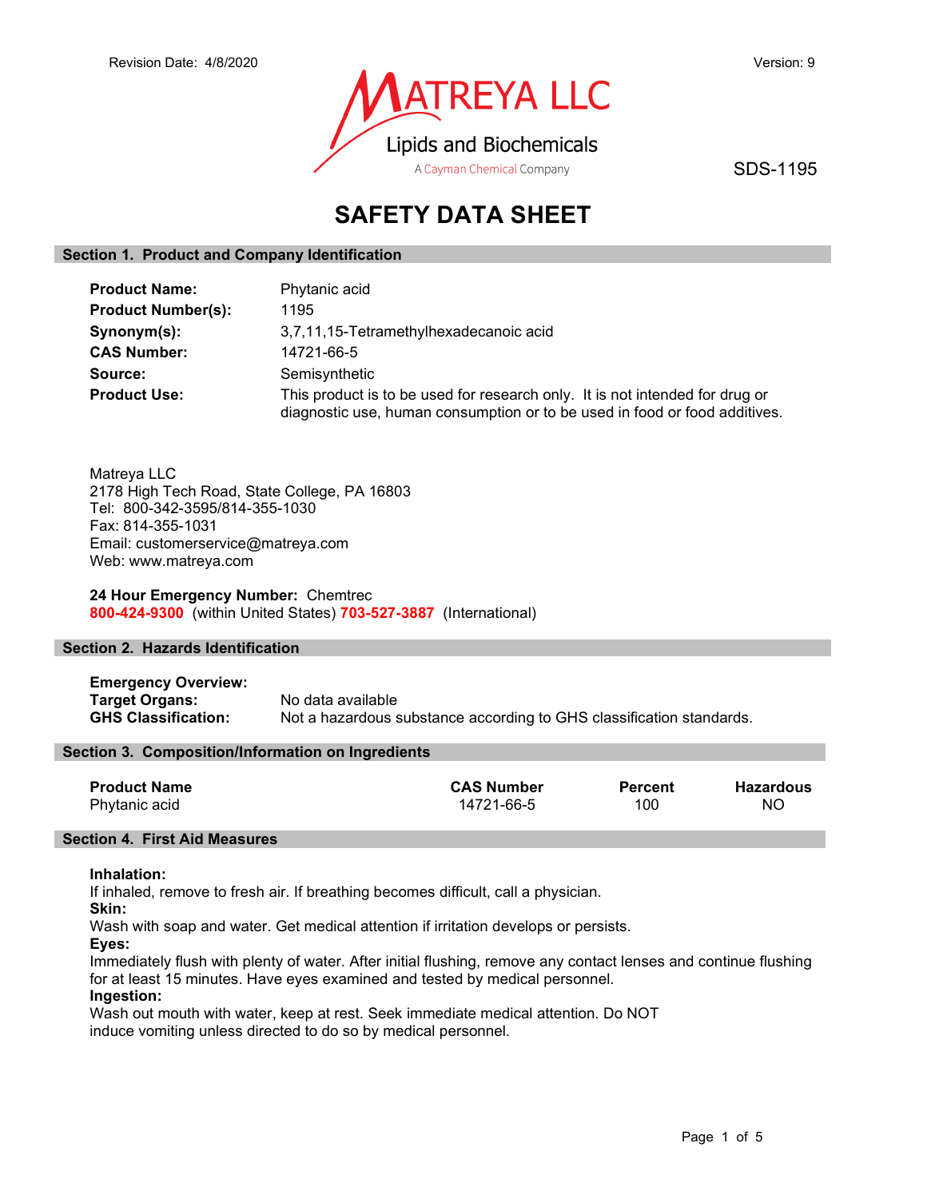Revision Date: 4/8/2020

Version: 9

MATREYA LLC
Lipids and Biochemicals
A Cayman Chemical Company

SDS-1195

# SAFETY DATA SHEET

## Section 1. Product and Company Identification

| | |
|---|---|
| **Product Name:** | Phytanic acid |
| **Product Number(s):** | 1195 |
| **Synonym(s):** | 3,7,11,15-Tetramethylhexadecanoic acid |
| **CAS Number:** | 14721-66-5 |
| **Source:** | Semisynthetic |
| **Product Use:** | This product is to be used for research only. It is not intended for drug or diagnostic use, human consumption or to be used in food or food additives. |

Matreya LLC
2178 High Tech Road, State College, PA 16803
Tel: 800-342-3595/814-355-1030
Fax: 814-355-1031
Email: customerservice@matreya.com
Web: www.matreya.com

**24 Hour Emergency Number:** Chemtrec
**800-424-9300** (within United States) **703-527-3887** (International)

## Section 2. Hazards Identification

**Emergency Overview:**

| | |
|---|---|
| **Target Organs:** | No data available |
| **GHS Classification:** | Not a hazardous substance according to GHS classification standards. |

## Section 3. Composition/Information on Ingredients

| Product Name | CAS Number | Percent | Hazardous |
|---|---|---|---|
| Phytanic acid | 14721-66-5 | 100 | NO |

## Section 4. First Aid Measures

**Inhalation:**
If inhaled, remove to fresh air. If breathing becomes difficult, call a physician.
**Skin:**
Wash with soap and water. Get medical attention if irritation develops or persists.
**Eyes:**
Immediately flush with plenty of water. After initial flushing, remove any contact lenses and continue flushing for at least 15 minutes. Have eyes examined and tested by medical personnel.
**Ingestion:**
Wash out mouth with water, keep at rest. Seek immediate medical attention. Do NOT induce vomiting unless directed to do so by medical personnel.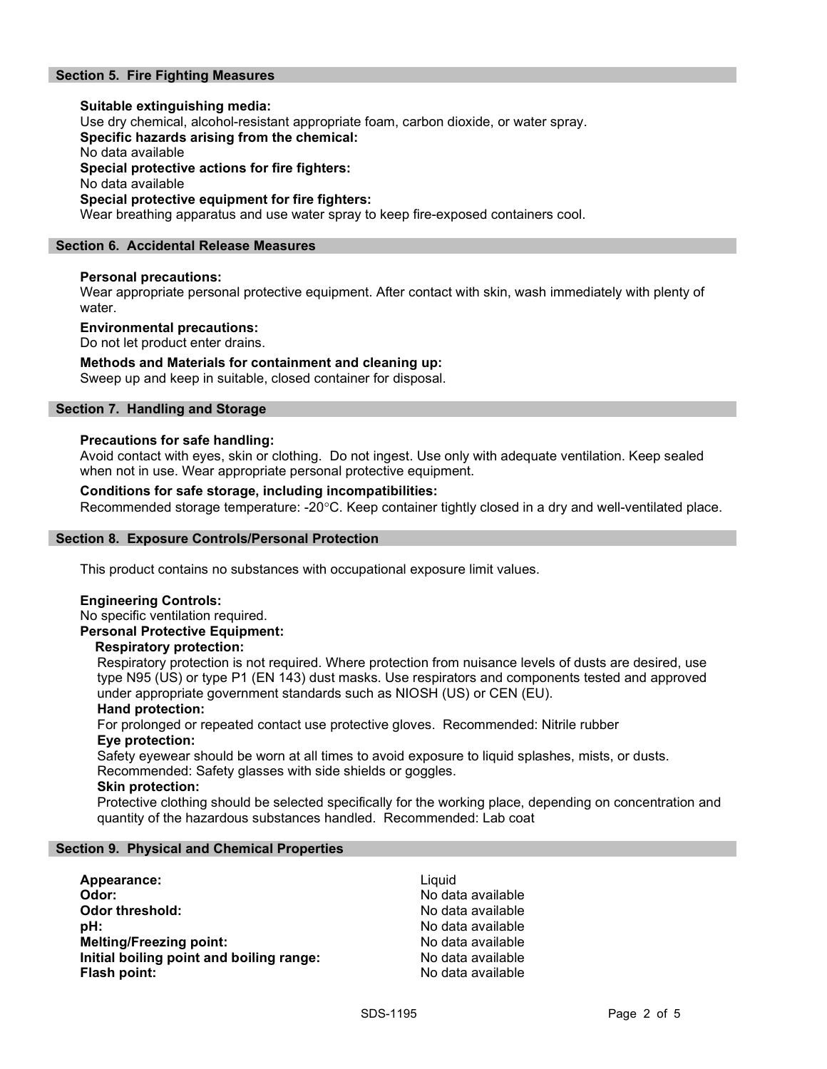## Section 5. Fire Fighting Measures

**Suitable extinguishing media:**
Use dry chemical, alcohol-resistant appropriate foam, carbon dioxide, or water spray.
**Specific hazards arising from the chemical:**
No data available
**Special protective actions for fire fighters:**
No data available
**Special protective equipment for fire fighters:**
Wear breathing apparatus and use water spray to keep fire-exposed containers cool.

## Section 6. Accidental Release Measures

**Personal precautions:**
Wear appropriate personal protective equipment. After contact with skin, wash immediately with plenty of water.

**Environmental precautions:**
Do not let product enter drains.

**Methods and Materials for containment and cleaning up:**
Sweep up and keep in suitable, closed container for disposal.

## Section 7. Handling and Storage

**Precautions for safe handling:**
Avoid contact with eyes, skin or clothing. Do not ingest. Use only with adequate ventilation. Keep sealed when not in use. Wear appropriate personal protective equipment.

**Conditions for safe storage, including incompatibilities:**
Recommended storage temperature: -20°C. Keep container tightly closed in a dry and well-ventilated place.

## Section 8. Exposure Controls/Personal Protection

This product contains no substances with occupational exposure limit values.

**Engineering Controls:**
No specific ventilation required.
**Personal Protective Equipment:**
**Respiratory protection:**
Respiratory protection is not required. Where protection from nuisance levels of dusts are desired, use type N95 (US) or type P1 (EN 143) dust masks. Use respirators and components tested and approved under appropriate government standards such as NIOSH (US) or CEN (EU).
**Hand protection:**
For prolonged or repeated contact use protective gloves. Recommended: Nitrile rubber
**Eye protection:**
Safety eyewear should be worn at all times to avoid exposure to liquid splashes, mists, or dusts. Recommended: Safety glasses with side shields or goggles.
**Skin protection:**
Protective clothing should be selected specifically for the working place, depending on concentration and quantity of the hazardous substances handled. Recommended: Lab coat

## Section 9. Physical and Chemical Properties

| | |
|---|---|
| **Appearance:** | Liquid |
| **Odor:** | No data available |
| **Odor threshold:** | No data available |
| **pH:** | No data available |
| **Melting/Freezing point:** | No data available |
| **Initial boiling point and boiling range:** | No data available |
| **Flash point:** | No data available |

SDS-1195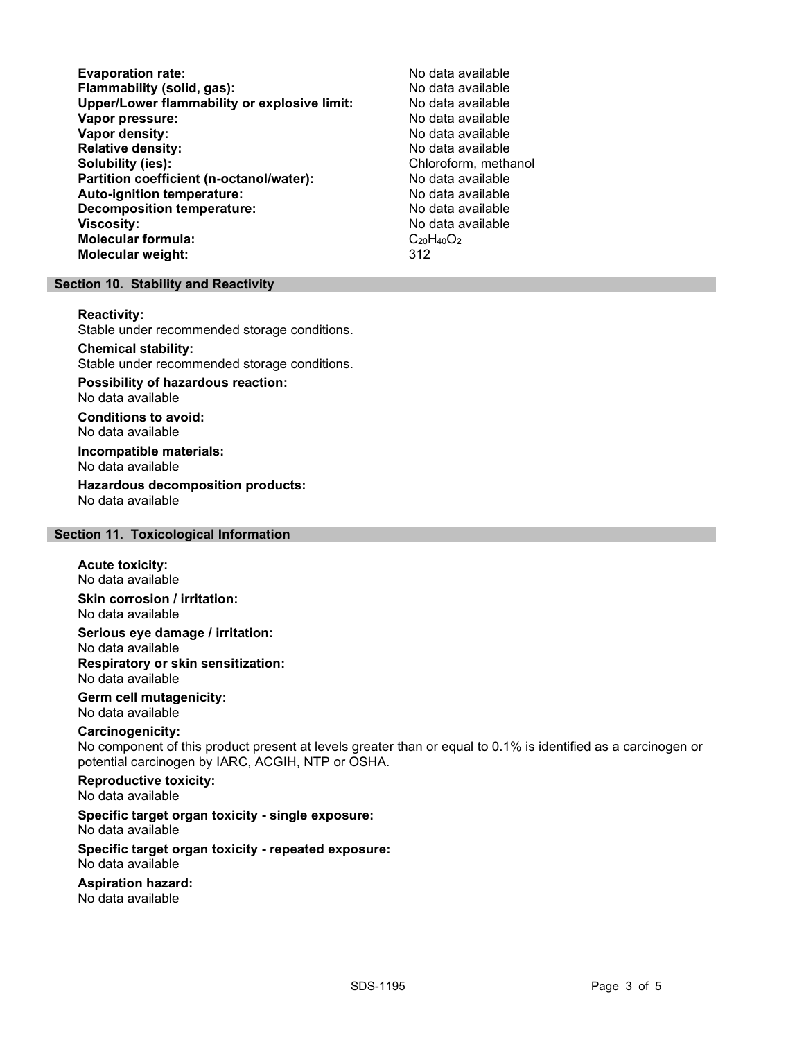**Evaporation rate:** No data available
**Flammability (solid, gas):** No data available
**Upper/Lower flammability or explosive limit:** No data available
**Vapor pressure:** No data available
**Vapor density:** No data available
**Relative density:** No data available
**Solubility (ies):** Chloroform, methanol
**Partition coefficient (n-octanol/water):** No data available
**Auto-ignition temperature:** No data available
**Decomposition temperature:** No data available
**Viscosity:** No data available
**Molecular formula:** $C_{20}H_{40}O_2$
**Molecular weight:** 312

## Section 10. Stability and Reactivity

**Reactivity:**
Stable under recommended storage conditions.

**Chemical stability:**
Stable under recommended storage conditions.

**Possibility of hazardous reaction:**
No data available

**Conditions to avoid:**
No data available

**Incompatible materials:**
No data available

**Hazardous decomposition products:**
No data available

## Section 11. Toxicological Information

**Acute toxicity:**
No data available

**Skin corrosion / irritation:**
No data available

**Serious eye damage / irritation:**
No data available

**Respiratory or skin sensitization:**
No data available

**Germ cell mutagenicity:**
No data available

**Carcinogenicity:**
No component of this product present at levels greater than or equal to 0.1% is identified as a carcinogen or potential carcinogen by IARC, ACGIH, NTP or OSHA.

**Reproductive toxicity:**
No data available

**Specific target organ toxicity - single exposure:**
No data available

**Specific target organ toxicity - repeated exposure:**
No data available

**Aspiration hazard:**
No data available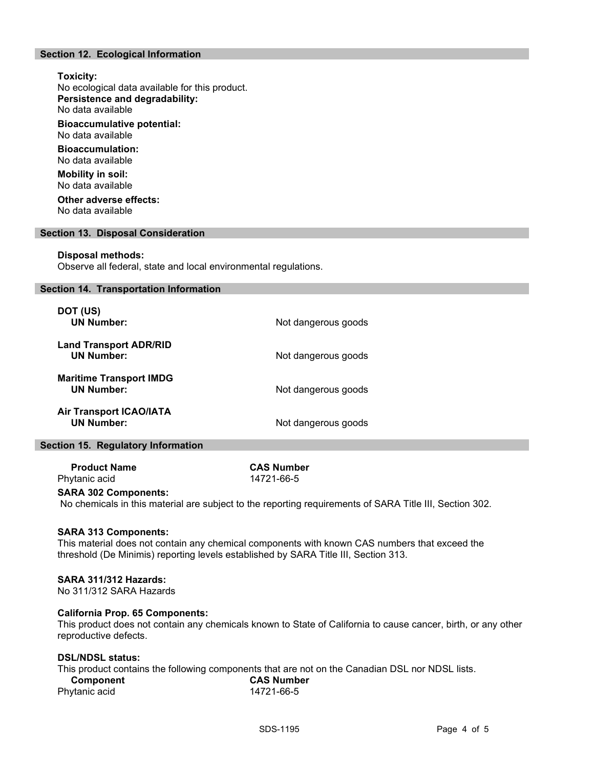## Section 12. Ecological Information

**Toxicity:**
No ecological data available for this product.

**Persistence and degradability:**
No data available

**Bioaccumulative potential:**
No data available

**Bioaccumulation:**
No data available

**Mobility in soil:**
No data available

**Other adverse effects:**
No data available

## Section 13. Disposal Consideration

**Disposal methods:**
Observe all federal, state and local environmental regulations.

## Section 14. Transportation Information

| | |
|---|---|
| **DOT (US)** | |
| **UN Number:** | Not dangerous goods |
| **Land Transport ADR/RID** | |
| **UN Number:** | Not dangerous goods |
| **Maritime Transport IMDG** | |
| **UN Number:** | Not dangerous goods |
| **Air Transport ICAO/IATA** | |
| **UN Number:** | Not dangerous goods |

## Section 15. Regulatory Information

| Product Name | CAS Number |
|---|---|
| Phytanic acid | 14721-66-5 |

**SARA 302 Components:**
No chemicals in this material are subject to the reporting requirements of SARA Title III, Section 302.

**SARA 313 Components:**
This material does not contain any chemical components with known CAS numbers that exceed the threshold (De Minimis) reporting levels established by SARA Title III, Section 313.

**SARA 311/312 Hazards:**
No 311/312 SARA Hazards

**California Prop. 65 Components:**
This product does not contain any chemicals known to State of California to cause cancer, birth, or any other reproductive defects.

**DSL/NDSL status:**
This product contains the following components that are not on the Canadian DSL nor NDSL lists.

| Component | CAS Number |
|---|---|
| Phytanic acid | 14721-66-5 |

SDS-1195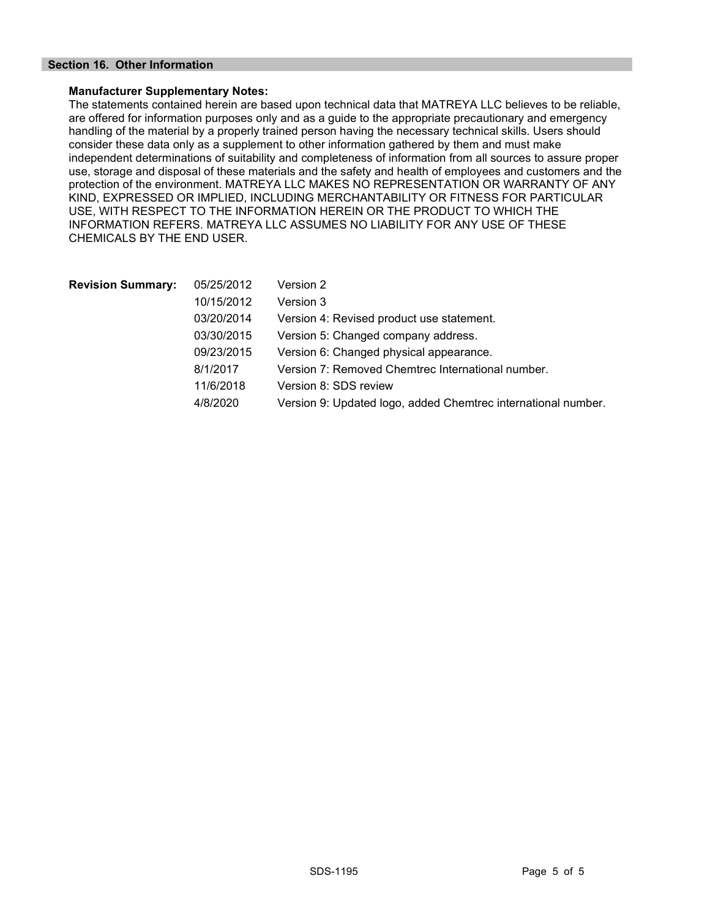## Section 16. Other Information

**Manufacturer Supplementary Notes:**

The statements contained herein are based upon technical data that MATREYA LLC believes to be reliable, are offered for information purposes only and as a guide to the appropriate precautionary and emergency handling of the material by a properly trained person having the necessary technical skills. Users should consider these data only as a supplement to other information gathered by them and must make independent determinations of suitability and completeness of information from all sources to assure proper use, storage and disposal of these materials and the safety and health of employees and customers and the protection of the environment. MATREYA LLC MAKES NO REPRESENTATION OR WARRANTY OF ANY KIND, EXPRESSED OR IMPLIED, INCLUDING MERCHANTABILITY OR FITNESS FOR PARTICULAR USE, WITH RESPECT TO THE INFORMATION HEREIN OR THE PRODUCT TO WHICH THE INFORMATION REFERS. MATREYA LLC ASSUMES NO LIABILITY FOR ANY USE OF THESE CHEMICALS BY THE END USER.

| | | |
|---|---|---|
| **Revision Summary:** | 05/25/2012 | Version 2 |
| | 10/15/2012 | Version 3 |
| | 03/20/2014 | Version 4: Revised product use statement. |
| | 03/30/2015 | Version 5: Changed company address. |
| | 09/23/2015 | Version 6: Changed physical appearance. |
| | 8/1/2017 | Version 7: Removed Chemtrec International number. |
| | 11/6/2018 | Version 8: SDS review |
| | 4/8/2020 | Version 9: Updated logo, added Chemtrec international number. |

SDS-1195